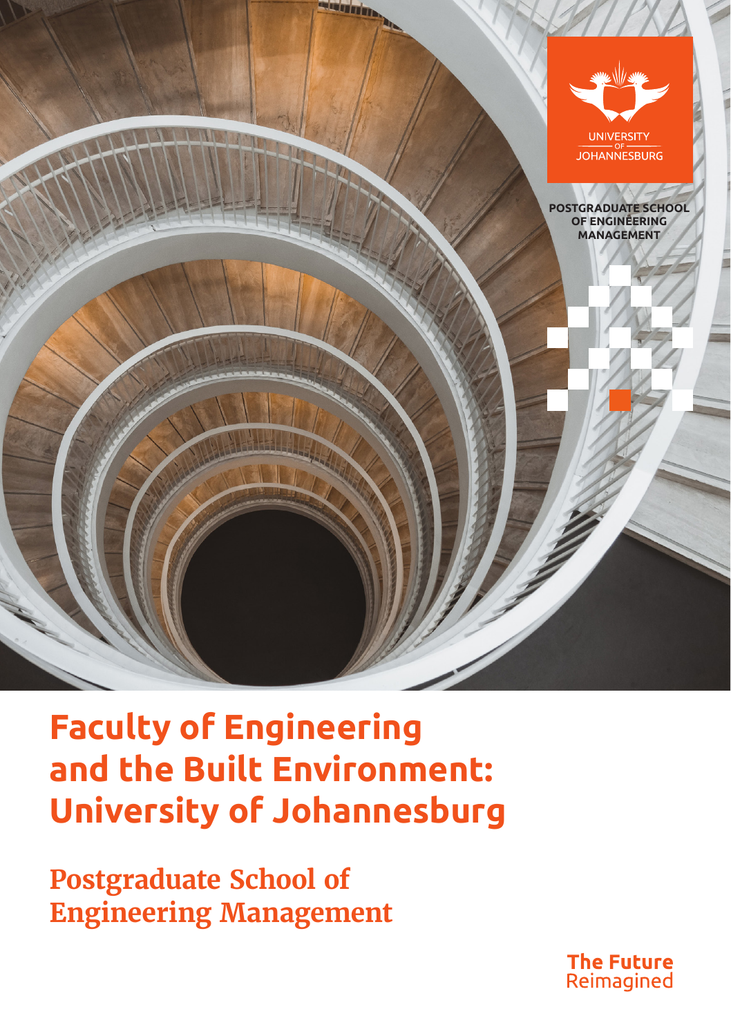UNIVERSITY OF JOHANNESBURG

POSTGRADUATE SCHOOL OF ENGINEERING MANAGEMENT

# Faculty of Engineering and the Built Environment: University of Johannesburg

## Postgraduate School of Engineering Management

**The Future** Reimagined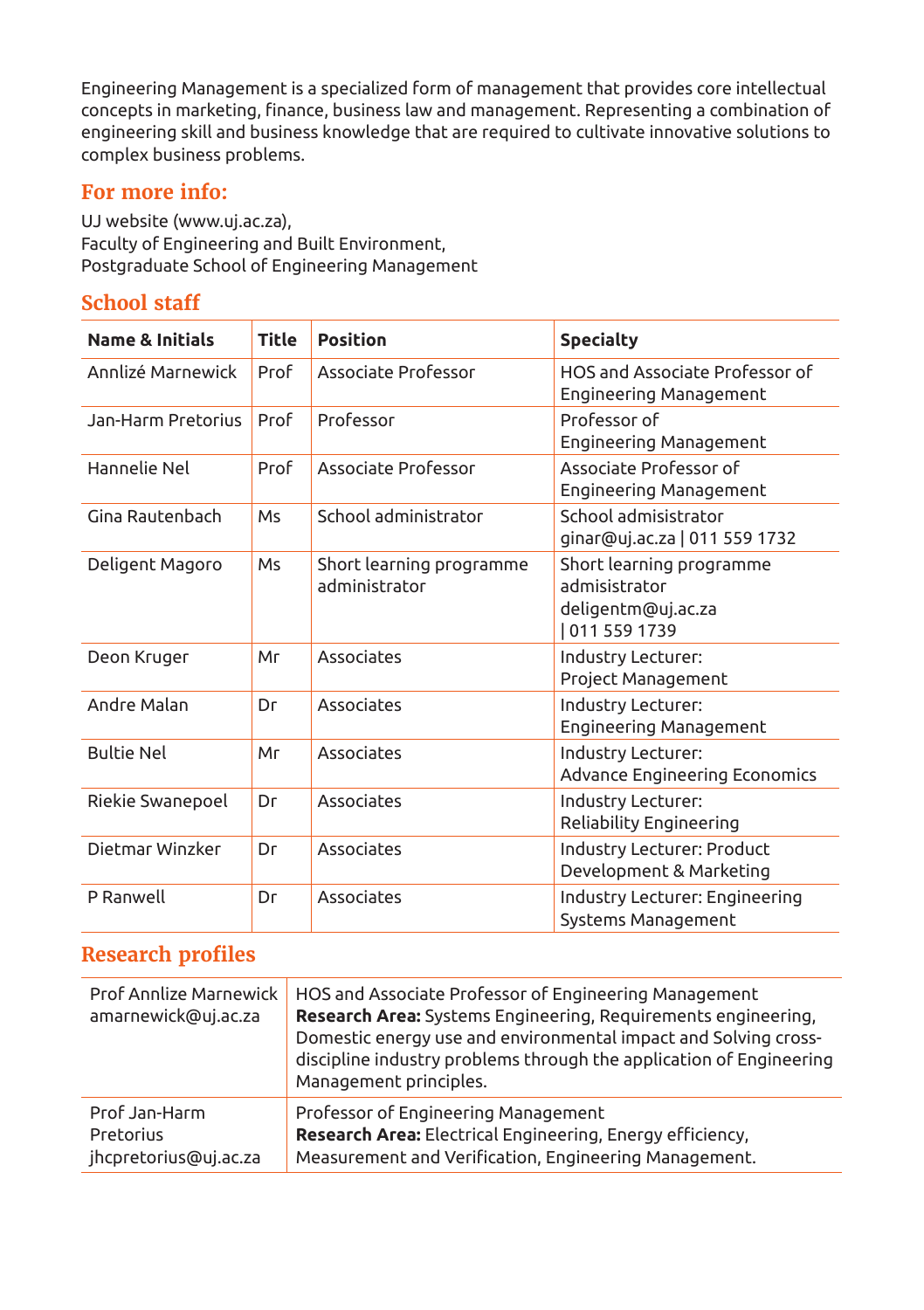Engineering Management is a specialized form of management that provides core intellectual concepts in marketing, finance, business law and management. Representing a combination of engineering skill and business knowledge that are required to cultivate innovative solutions to complex business problems.

## For more info:

UJ website (www.uj.ac.za),
Faculty of Engineering and Built Environment,
Postgraduate School of Engineering Management

## School staff

| Name & Initials | Title | Position | Specialty |
|---|---|---|---|
| Annlizé Marnewick | Prof | Associate Professor | HOS and Associate Professor of Engineering Management |
| Jan-Harm Pretorius | Prof | Professor | Professor of Engineering Management |
| Hannelie Nel | Prof | Associate Professor | Associate Professor of Engineering Management |
| Gina Rautenbach | Ms | School administrator | School admisistrator ginar@uj.ac.za \| 011 559 1732 |
| Deligent Magoro | Ms | Short learning programme administrator | Short learning programme admisistrator deligentm@uj.ac.za \| 011 559 1739 |
| Deon Kruger | Mr | Associates | Industry Lecturer: Project Management |
| Andre Malan | Dr | Associates | Industry Lecturer: Engineering Management |
| Bultie Nel | Mr | Associates | Industry Lecturer: Advance Engineering Economics |
| Riekie Swanepoel | Dr | Associates | Industry Lecturer: Reliability Engineering |
| Dietmar Winzker | Dr | Associates | Industry Lecturer: Product Development & Marketing |
| P Ranwell | Dr | Associates | Industry Lecturer: Engineering Systems Management |

## Research profiles

| | |
|---|---|
| Prof Annlize Marnewick amarnewick@uj.ac.za | HOS and Associate Professor of Engineering Management **Research Area:** Systems Engineering, Requirements engineering, Domestic energy use and environmental impact and Solving cross-discipline industry problems through the application of Engineering Management principles. |
| Prof Jan-Harm Pretorius jhcpretorius@uj.ac.za | Professor of Engineering Management **Research Area:** Electrical Engineering, Energy efficiency, Measurement and Verification, Engineering Management. |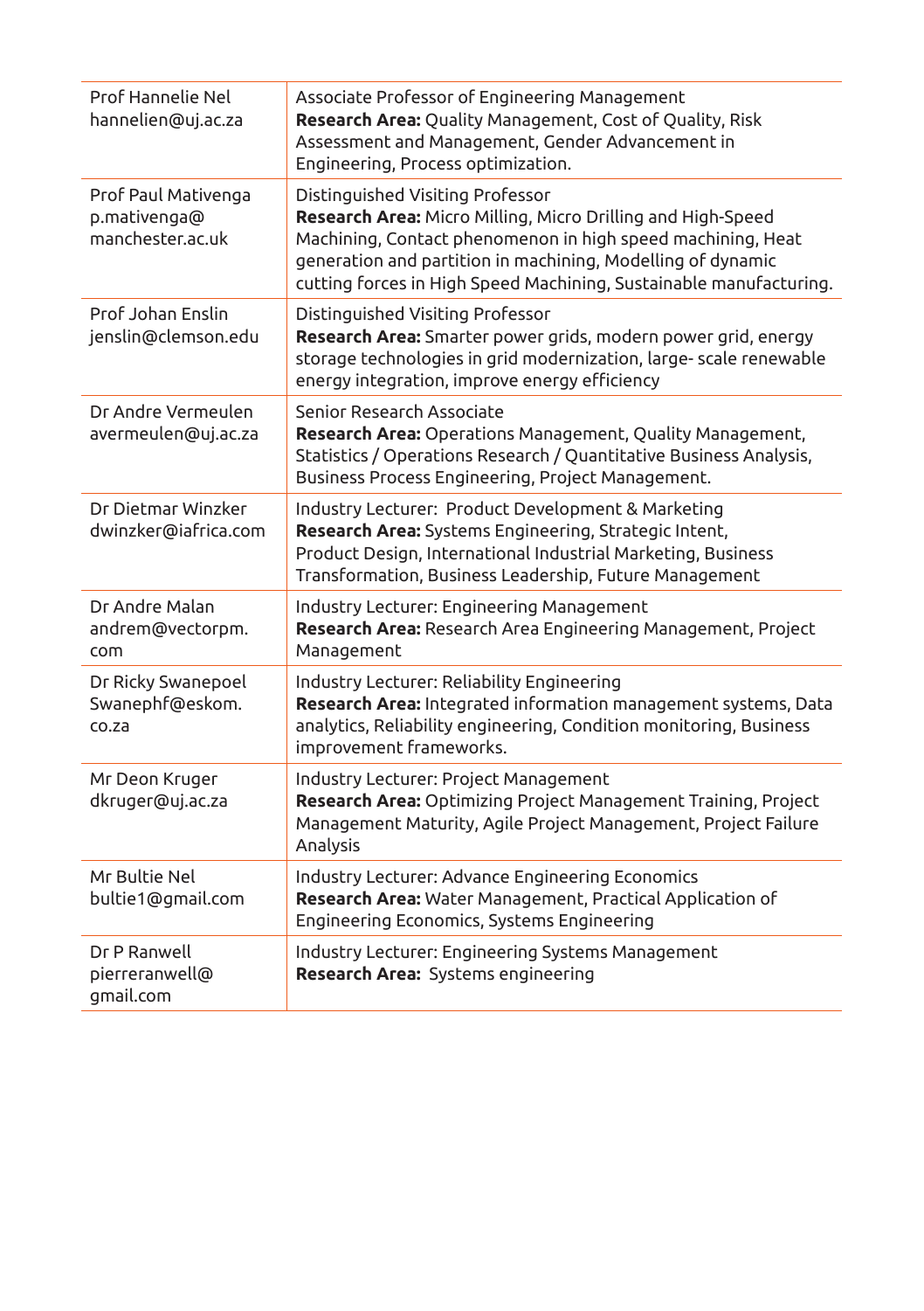| | |
|---|---|
| Prof Hannelie Nel<br>hannelien@uj.ac.za | Associate Professor of Engineering Management<br>**Research Area:** Quality Management, Cost of Quality, Risk Assessment and Management, Gender Advancement in Engineering, Process optimization. |
| Prof Paul Mativenga<br>p.mativenga@manchester.ac.uk | Distinguished Visiting Professor<br>**Research Area:** Micro Milling, Micro Drilling and High-Speed Machining, Contact phenomenon in high speed machining, Heat generation and partition in machining, Modelling of dynamic cutting forces in High Speed Machining, Sustainable manufacturing. |
| Prof Johan Enslin<br>jenslin@clemson.edu | Distinguished Visiting Professor<br>**Research Area:** Smarter power grids, modern power grid, energy storage technologies in grid modernization, large- scale renewable energy integration, improve energy efficiency |
| Dr Andre Vermeulen<br>avermeulen@uj.ac.za | Senior Research Associate<br>**Research Area:** Operations Management, Quality Management, Statistics / Operations Research / Quantitative Business Analysis, Business Process Engineering, Project Management. |
| Dr Dietmar Winzker<br>dwinzker@iafrica.com | Industry Lecturer: Product Development & Marketing<br>**Research Area:** Systems Engineering, Strategic Intent, Product Design, International Industrial Marketing, Business Transformation, Business Leadership, Future Management |
| Dr Andre Malan<br>andrem@vectorpm.com | Industry Lecturer: Engineering Management<br>**Research Area:** Research Area Engineering Management, Project Management |
| Dr Ricky Swanepoel<br>Swanephf@eskom.co.za | Industry Lecturer: Reliability Engineering<br>**Research Area:** Integrated information management systems, Data analytics, Reliability engineering, Condition monitoring, Business improvement frameworks. |
| Mr Deon Kruger<br>dkruger@uj.ac.za | Industry Lecturer: Project Management<br>**Research Area:** Optimizing Project Management Training, Project Management Maturity, Agile Project Management, Project Failure Analysis |
| Mr Bultie Nel<br>bultie1@gmail.com | Industry Lecturer: Advance Engineering Economics<br>**Research Area:** Water Management, Practical Application of Engineering Economics, Systems Engineering |
| Dr P Ranwell<br>pierreranwell@gmail.com | Industry Lecturer: Engineering Systems Management<br>**Research Area:** Systems engineering |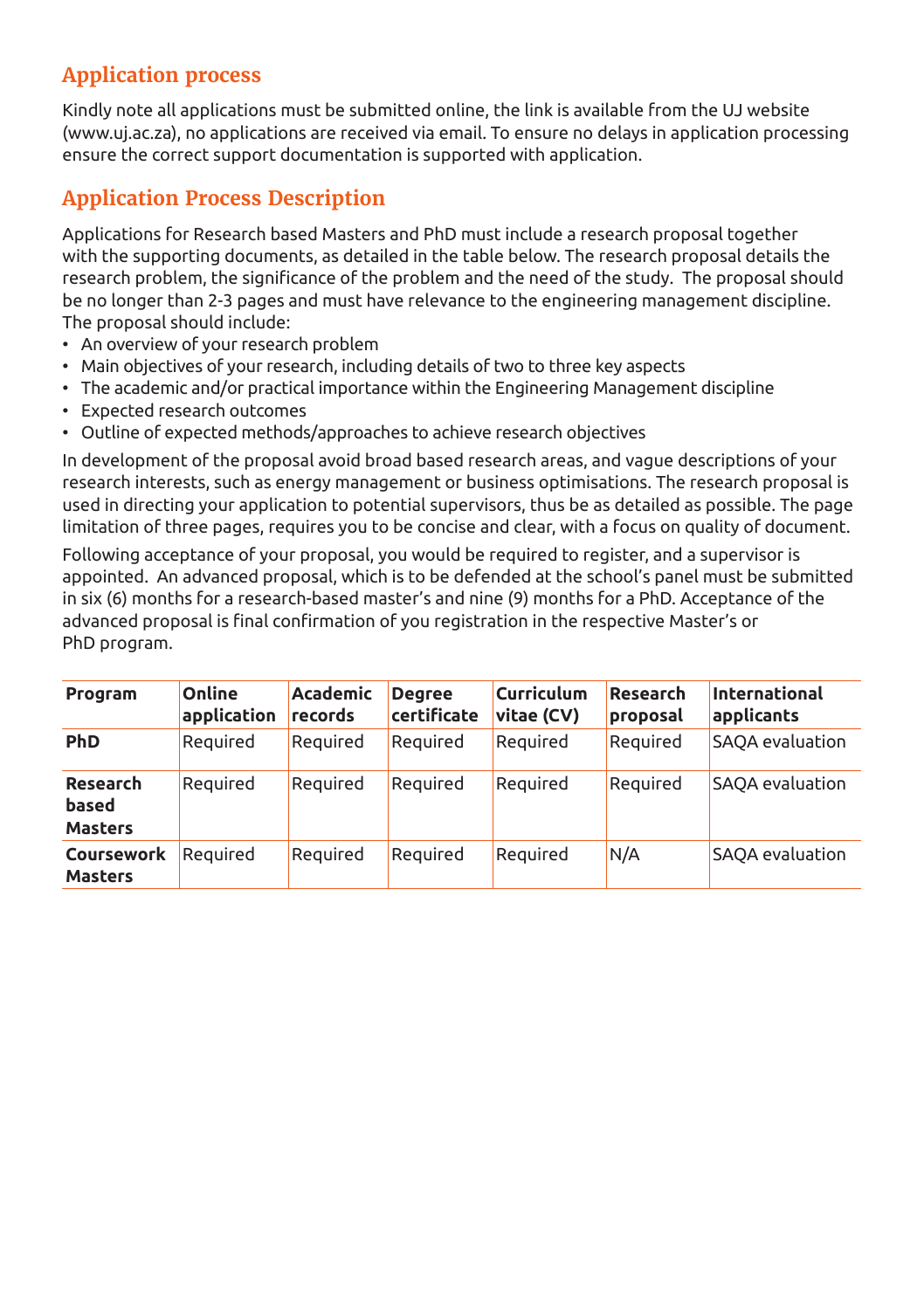## Application process

Kindly note all applications must be submitted online, the link is available from the UJ website (www.uj.ac.za), no applications are received via email. To ensure no delays in application processing ensure the correct support documentation is supported with application.

## Application Process Description

Applications for Research based Masters and PhD must include a research proposal together with the supporting documents, as detailed in the table below. The research proposal details the research problem, the significance of the problem and the need of the study. The proposal should be no longer than 2-3 pages and must have relevance to the engineering management discipline. The proposal should include:

- An overview of your research problem
- Main objectives of your research, including details of two to three key aspects
- The academic and/or practical importance within the Engineering Management discipline
- Expected research outcomes
- Outline of expected methods/approaches to achieve research objectives

In development of the proposal avoid broad based research areas, and vague descriptions of your research interests, such as energy management or business optimisations. The research proposal is used in directing your application to potential supervisors, thus be as detailed as possible. The page limitation of three pages, requires you to be concise and clear, with a focus on quality of document.

Following acceptance of your proposal, you would be required to register, and a supervisor is appointed. An advanced proposal, which is to be defended at the school's panel must be submitted in six (6) months for a research-based master's and nine (9) months for a PhD. Acceptance of the advanced proposal is final confirmation of you registration in the respective Master's or PhD program.

| Program | Online application | Academic records | Degree certificate | Curriculum vitae (CV) | Research proposal | International applicants |
|---|---|---|---|---|---|---|
| **PhD** | Required | Required | Required | Required | Required | SAQA evaluation |
| **Research based Masters** | Required | Required | Required | Required | Required | SAQA evaluation |
| **Coursework Masters** | Required | Required | Required | Required | N/A | SAQA evaluation |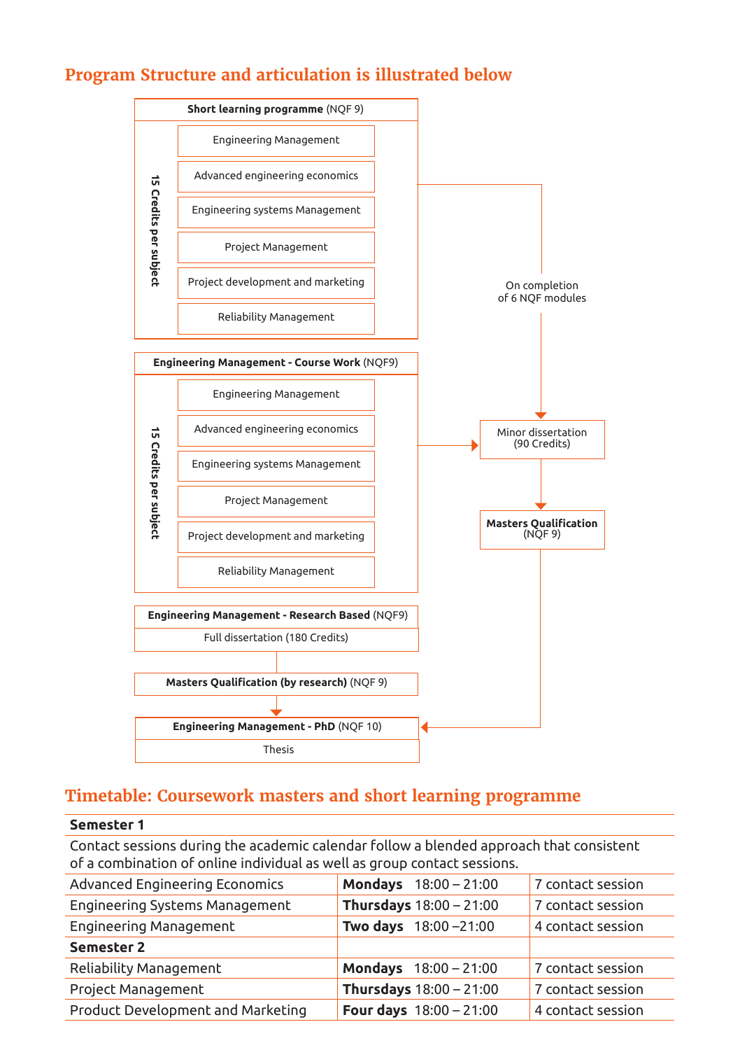## Program Structure and articulation is illustrated below

**Short learning programme** (NQF 9)

15 Credits per subject

Engineering Management

Advanced engineering economics

Engineering systems Management

Project Management

Project development and marketing

Reliability Management

On completion
of 6 NQF modules

**Engineering Management - Course Work** (NQF9)

15 Credits per subject

Engineering Management

Advanced engineering economics

Engineering systems Management

Project Management

Project development and marketing

Reliability Management

Minor dissertation
(90 Credits)

**Masters Qualification**
(NQF 9)

**Engineering Management - Research Based** (NQF9)

Full dissertation (180 Credits)

**Masters Qualification (by research)** (NQF 9)

**Engineering Management - PhD** (NQF 10)

Thesis

## Timetable: Coursework masters and short learning programme

| | | |
|---|---|---|
| **Semester 1** | | |
| Contact sessions during the academic calendar follow a blended approach that consistent of a combination of online individual as well as group contact sessions. | | |
| Advanced Engineering Economics | **Mondays** 18:00 – 21:00 | 7 contact session |
| Engineering Systems Management | **Thursdays** 18:00 – 21:00 | 7 contact session |
| Engineering Management | **Two days** 18:00 –21:00 | 4 contact session |
| **Semester 2** | | |
| Reliability Management | **Mondays** 18:00 – 21:00 | 7 contact session |
| Project Management | **Thursdays** 18:00 – 21:00 | 7 contact session |
| Product Development and Marketing | **Four days** 18:00 – 21:00 | 4 contact session |